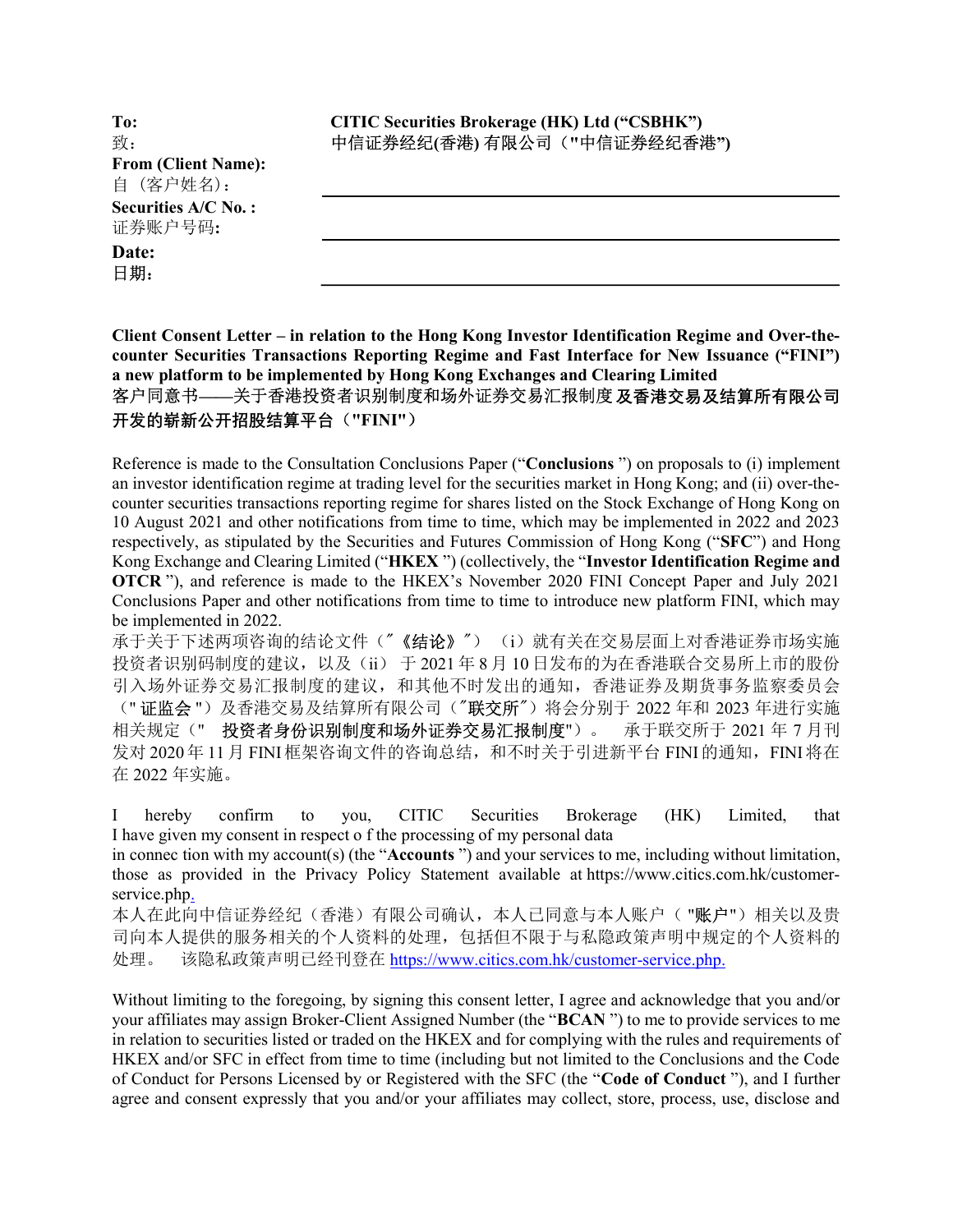**To:** **CITIC Securities Brokerage (HK) Ltd ("CSBHK")**
致： **中信证券经纪(香港) 有限公司（"中信证券经纪香港"）**

**From (Client Name):**
自（客户姓名）: ______________________

**Securities A/C No. :**
证券账户号码**:** ______________________

**Date:**
**日期:** ______________________

**Client Consent Letter – in relation to the Hong Kong Investor Identification Regime and Over-the-counter Securities Transactions Reporting Regime and Fast Interface for New Issuance ("FINI") a new platform to be implemented by Hong Kong Exchanges and Clearing Limited**
客户同意书——关于香港投资者识别制度和场外证券交易汇报制度**及香港交易及结算所有限公司开发的崭新公开招股结算平台（"FINI"）**

Reference is made to the Consultation Conclusions Paper ("**Conclusions** ") on proposals to (i) implement an investor identification regime at trading level for the securities market in Hong Kong; and (ii) over-the-counter securities transactions reporting regime for shares listed on the Stock Exchange of Hong Kong on 10 August 2021 and other notifications from time to time, which may be implemented in 2022 and 2023 respectively, as stipulated by the Securities and Futures Commission of Hong Kong ("**SFC**") and Hong Kong Exchange and Clearing Limited ("**HKEX** ") (collectively, the "**Investor Identification Regime and OTCR** "), and reference is made to the HKEX's November 2020 FINI Concept Paper and July 2021 Conclusions Paper and other notifications from time to time to introduce new platform FINI, which may be implemented in 2022.
承于关于下述两项咨询的结论文件（"**《结论》**"）（i）就有关在交易层面上对香港证券市场实施投资者识别码制度的建议，以及（ii）于 2021 年 8 月 10 日发布的为在香港联合交易所上市的股份引入场外证券交易汇报制度的建议，和其他不时发出的通知，香港证券及期货事务监察委员会（"**证监会**"）及香港交易及结算所有限公司（"**联交所**"）将会分别于 2022 年和 2023 年进行实施相关规定（"**投资者身份识别制度和场外证券交易汇报制度**"）。 承于联交所于 2021 年 7 月刊发对 2020 年 11 月 FINI 框架咨询文件的咨询总结，和不时关于引进新平台 FINI 的通知，FINI 将在在 2022 年实施。

I hereby confirm to you, CITIC Securities Brokerage (HK) Limited, that I have given my consent in respect o f the processing of my personal data in connec tion with my account(s) (the "**Accounts** ") and your services to me, including without limitation, those as provided in the Privacy Policy Statement available at https://www.citics.com.hk/customer-service.php.
本人在此向中信证券经纪（香港）有限公司确认，本人已同意与本人账户（"**账户**"）相关以及贵司向本人提供的服务相关的个人资料的处理，包括但不限于与私隐政策声明中规定的个人资料的处理。 该隐私政策声明已经刊登在 https://www.citics.com.hk/customer-service.php.

Without limiting to the foregoing, by signing this consent letter, I agree and acknowledge that you and/or your affiliates may assign Broker-Client Assigned Number (the "**BCAN** ") to me to provide services to me in relation to securities listed or traded on the HKEX and for complying with the rules and requirements of HKEX and/or SFC in effect from time to time (including but not limited to the Conclusions and the Code of Conduct for Persons Licensed by or Registered with the SFC (the "**Code of Conduct** "), and I further agree and consent expressly that you and/or your affiliates may collect, store, process, use, disclose and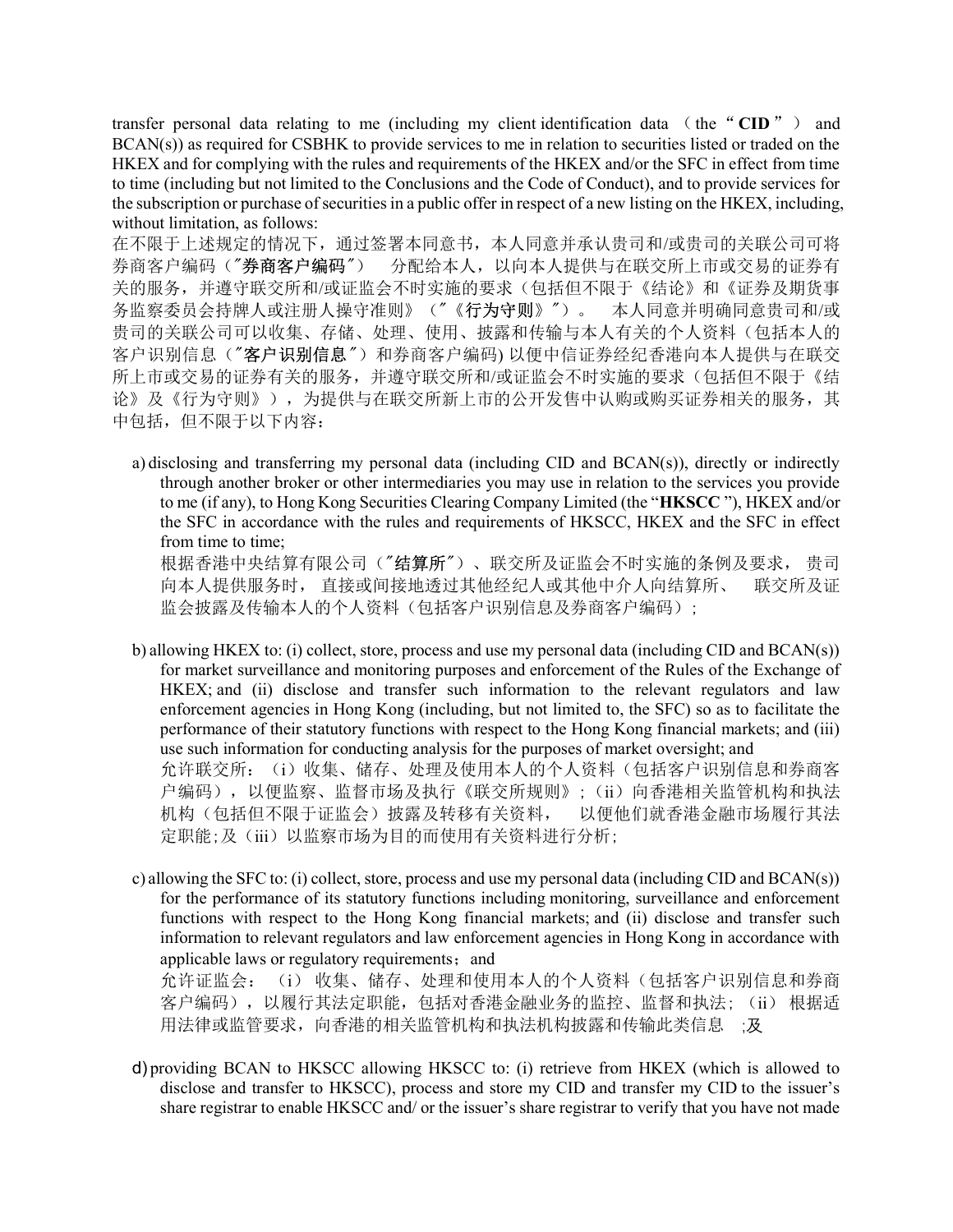transfer personal data relating to me (including my client identification data （the "**CID**"） and BCAN(s)) as required for CSBHK to provide services to me in relation to securities listed or traded on the HKEX and for complying with the rules and requirements of the HKEX and/or the SFC in effect from time to time (including but not limited to the Conclusions and the Code of Conduct), and to provide services for the subscription or purchase of securities in a public offer in respect of a new listing on the HKEX, including, without limitation, as follows:

在不限于上述规定的情况下，通过签署本同意书，本人同意并承认贵司和/或贵司的关联公司可将券商客户编码（"**券商客户编码**"） 分配给本人，以向本人提供与在联交所上市或交易的证券有关的服务，并遵守联交所和/或证监会不时实施的要求（包括但不限于《结论》和《证券及期货事务监察委员会持牌人或注册人操守准则》（"《**行为守则**》"）。 本人同意并明确同意贵司和/或贵司的关联公司可以收集、存储、处理、使用、披露和传输与本人有关的个人资料（包括本人的客户识别信息（"**客户识别信息**"）和券商客户编码) 以便中信证券经纪香港向本人提供与在联交所上市或交易的证券有关的服务，并遵守联交所和/或证监会不时实施的要求（包括但不限于《结论》及《行为守则》），为提供与在联交所新上市的公开发售中认购或购买证券相关的服务，其中包括，但不限于以下内容：

a) disclosing and transferring my personal data (including CID and BCAN(s)), directly or indirectly through another broker or other intermediaries you may use in relation to the services you provide to me (if any), to Hong Kong Securities Clearing Company Limited (the "**HKSCC**"), HKEX and/or the SFC in accordance with the rules and requirements of HKSCC, HKEX and the SFC in effect from time to time;
   根据香港中央结算有限公司（"**结算所**"）、联交所及证监会不时实施的条例及要求， 贵司向本人提供服务时， 直接或间接地透过其他经纪人或其他中介人向结算所、 联交所及证监会披露及传输本人的个人资料（包括客户识别信息及券商客户编码）;

b) allowing HKEX to: (i) collect, store, process and use my personal data (including CID and BCAN(s)) for market surveillance and monitoring purposes and enforcement of the Rules of the Exchange of HKEX; and (ii) disclose and transfer such information to the relevant regulators and law enforcement agencies in Hong Kong (including, but not limited to, the SFC) so as to facilitate the performance of their statutory functions with respect to the Hong Kong financial markets; and (iii) use such information for conducting analysis for the purposes of market oversight; and
   允许联交所：（i）收集、储存、处理及使用本人的个人资料（包括客户识别信息和券商客户编码），以便监察、监督市场及执行《联交所规则》;（ii）向香港相关监管机构和执法机构（包括但不限于证监会）披露及转移有关资料， 以便他们就香港金融市场履行其法定职能;及（iii）以监察市场为目的而使用有关资料进行分析;

c) allowing the SFC to: (i) collect, store, process and use my personal data (including CID and BCAN(s)) for the performance of its statutory functions including monitoring, surveillance and enforcement functions with respect to the Hong Kong financial markets; and (ii) disclose and transfer such information to relevant regulators and law enforcement agencies in Hong Kong in accordance with applicable laws or regulatory requirements；and
   允许证监会：（i） 收集、储存、处理和使用本人的个人资料（包括客户识别信息和券商客户编码），以履行其法定职能，包括对香港金融业务的监控、监督和执法;（ii） 根据适用法律或监管要求，向香港的相关监管机构和执法机构披露和传输此类信息 ;及

d) providing BCAN to HKSCC allowing HKSCC to: (i) retrieve from HKEX (which is allowed to disclose and transfer to HKSCC), process and store my CID and transfer my CID to the issuer's share registrar to enable HKSCC and/ or the issuer's share registrar to verify that you have not made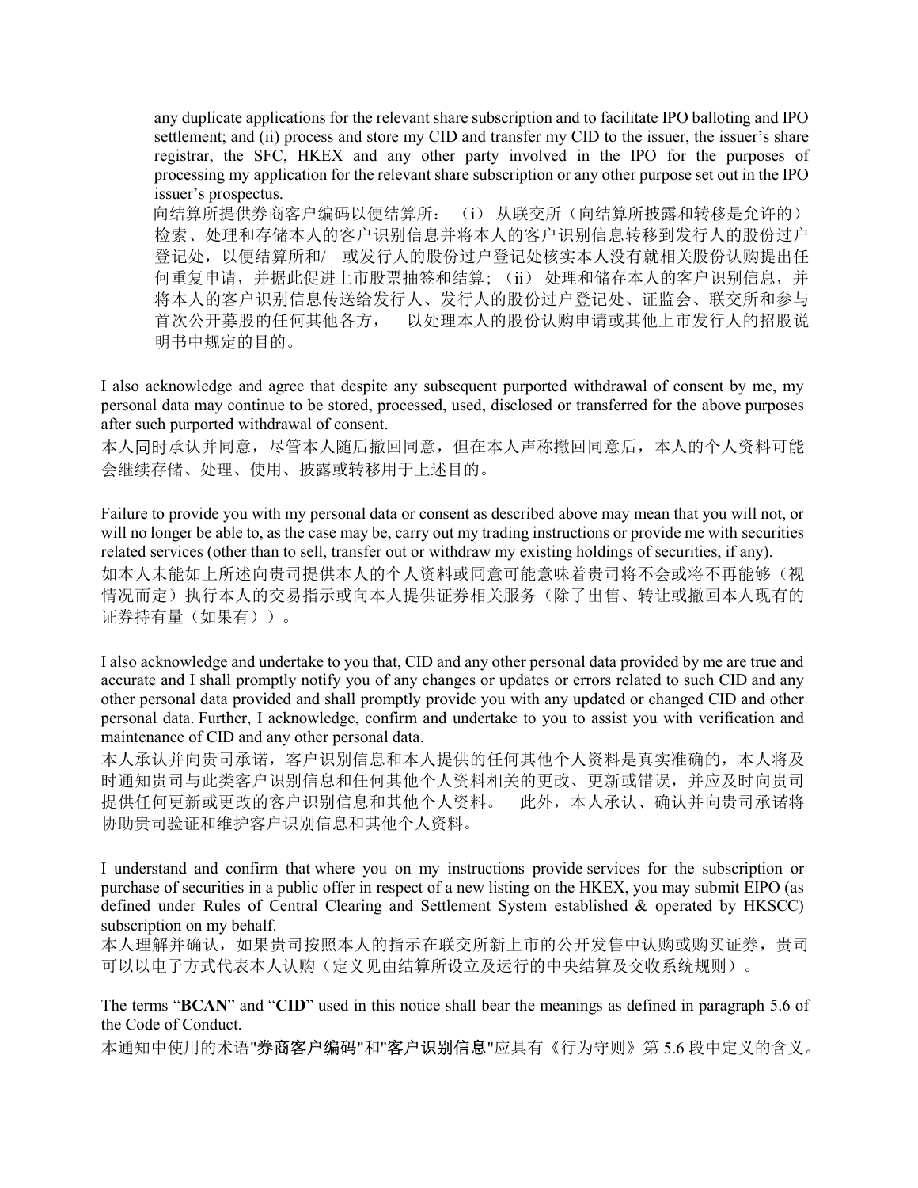any duplicate applications for the relevant share subscription and to facilitate IPO balloting and IPO settlement; and (ii) process and store my CID and transfer my CID to the issuer, the issuer's share registrar, the SFC, HKEX and any other party involved in the IPO for the purposes of processing my application for the relevant share subscription or any other purpose set out in the IPO issuer's prospectus.

向结算所提供券商客户编码以便结算所：（i） 从联交所（向结算所披露和转移是允许的）检索、处理和存储本人的客户识别信息并将本人的客户识别信息转移到发行人的股份过户登记处，以便结算所和/ 或发行人的股份过户登记处核实本人没有就相关股份认购提出任何重复申请，并据此促进上市股票抽签和结算；（ii） 处理和储存本人的客户识别信息，并将本人的客户识别信息传送给发行人、发行人的股份过户登记处、证监会、联交所和参与首次公开募股的任何其他各方， 以处理本人的股份认购申请或其他上市发行人的招股说明书中规定的目的。

I also acknowledge and agree that despite any subsequent purported withdrawal of consent by me, my personal data may continue to be stored, processed, used, disclosed or transferred for the above purposes after such purported withdrawal of consent.

本人同时承认并同意，尽管本人随后撤回同意，但在本人声称撤回同意后，本人的个人资料可能会继续存储、处理、使用、披露或转移用于上述目的。

Failure to provide you with my personal data or consent as described above may mean that you will not, or will no longer be able to, as the case may be, carry out my trading instructions or provide me with securities related services (other than to sell, transfer out or withdraw my existing holdings of securities, if any).

如本人未能如上所述向贵司提供本人的个人资料或同意可能意味着贵司将不会或将不再能够（视情况而定）执行本人的交易指示或向本人提供证券相关服务（除了出售、转让或撤回本人现有的证券持有量（如果有））。

I also acknowledge and undertake to you that, CID and any other personal data provided by me are true and accurate and I shall promptly notify you of any changes or updates or errors related to such CID and any other personal data provided and shall promptly provide you with any updated or changed CID and other personal data. Further, I acknowledge, confirm and undertake to you to assist you with verification and maintenance of CID and any other personal data.

本人承认并向贵司承诺，客户识别信息和本人提供的任何其他个人资料是真实准确的，本人将及时通知贵司与此类客户识别信息和任何其他个人资料相关的更改、更新或错误，并应及时向贵司提供任何更新或更改的客户识别信息和其他个人资料。 此外，本人承认、确认并向贵司承诺将协助贵司验证和维护客户识别信息和其他个人资料。

I understand and confirm that where you on my instructions provide services for the subscription or purchase of securities in a public offer in respect of a new listing on the HKEX, you may submit EIPO (as defined under Rules of Central Clearing and Settlement System established & operated by HKSCC) subscription on my behalf.

本人理解并确认，如果贵司按照本人的指示在联交所新上市的公开发售中认购或购买证券，贵司可以以电子方式代表本人认购（定义见由结算所设立及运行的中央结算及交收系统规则）。

The terms "**BCAN**" and "**CID**" used in this notice shall bear the meanings as defined in paragraph 5.6 of the Code of Conduct.

本通知中使用的术语"**券商客户编码**"和"**客户识别信息**"应具有《行为守则》第 5.6 段中定义的含义。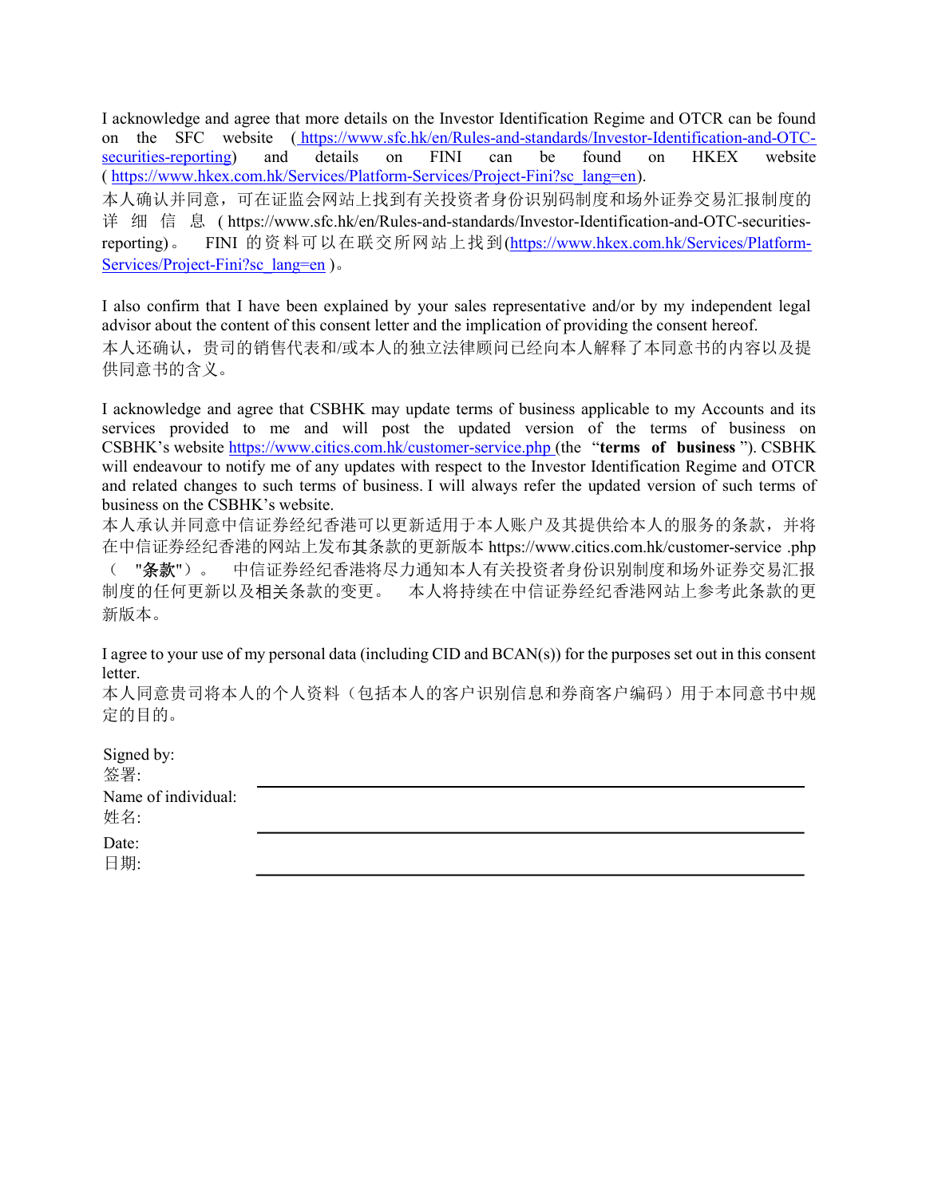I acknowledge and agree that more details on the Investor Identification Regime and OTCR can be found on the SFC website ( https://www.sfc.hk/en/Rules-and-standards/Investor-Identification-and-OTC-securities-reporting) and details on FINI can be found on HKEX website ( https://www.hkex.com.hk/Services/Platform-Services/Project-Fini?sc_lang=en).
本人确认并同意，可在证监会网站上找到有关投资者身份识别码制度和场外证券交易汇报制度的详细信息（https://www.sfc.hk/en/Rules-and-standards/Investor-Identification-and-OTC-securities-reporting）。 FINI 的资料可以在联交所网站上找到(https://www.hkex.com.hk/Services/Platform-Services/Project-Fini?sc_lang=en )。

I also confirm that I have been explained by your sales representative and/or by my independent legal advisor about the content of this consent letter and the implication of providing the consent hereof.
本人还确认，贵司的销售代表和/或本人的独立法律顾问已经向本人解释了本同意书的内容以及提供同意书的含义。

I acknowledge and agree that CSBHK may update terms of business applicable to my Accounts and its services provided to me and will post the updated version of the terms of business on CSBHK's website https://www.citics.com.hk/customer-service.php (the "**terms of business** "). CSBHK will endeavour to notify me of any updates with respect to the Investor Identification Regime and OTCR and related changes to such terms of business. I will always refer the updated version of such terms of business on the CSBHK's website.
本人承认并同意中信证券经纪香港可以更新适用于本人账户及其提供给本人的服务的条款，并将在中信证券经纪香港的网站上发布其条款的更新版本 https://www.citics.com.hk/customer-service .php （ "**条款**"）。 中信证券经纪香港将尽力通知本人有关投资者身份识别制度和场外证券交易汇报制度的任何更新以及相关条款的变更。 本人将持续在中信证券经纪香港网站上参考此条款的更新版本。

I agree to your use of my personal data (including CID and BCAN(s)) for the purposes set out in this consent letter.
本人同意贵司将本人的个人资料（包括本人的客户识别信息和券商客户编码）用于本同意书中规定的目的。

Signed by:
签署: ______________________________

Name of individual:
姓名: ______________________________

Date:
日期: ______________________________